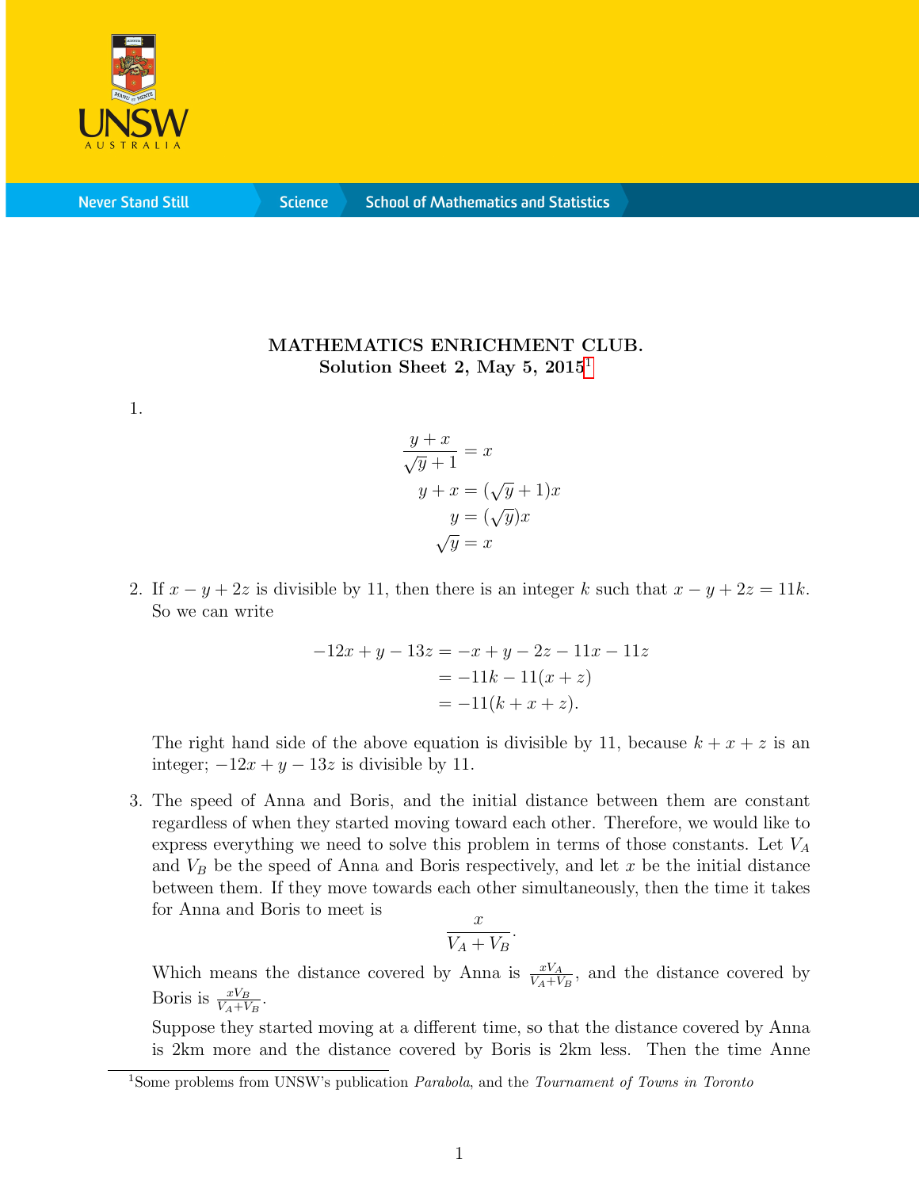**MATHEMATICS ENRICHMENT CLUB.**
**Solution Sheet 2, May 5, 2015**[1]

1.

$$\frac{y+x}{\sqrt{y}+1} = x$$
$$y + x = (\sqrt{y}+1)x$$
$$y = (\sqrt{y})x$$
$$\sqrt{y} = x$$

2. If $x - y + 2z$ is divisible by 11, then there is an integer $k$ such that $x - y + 2z = 11k$. So we can write

$$\begin{aligned} -12x + y - 13z &= -x + y - 2z - 11x - 11z \\ &= -11k - 11(x+z) \\ &= -11(k + x + z). \end{aligned}$$

The right hand side of the above equation is divisible by 11, because $k + x + z$ is an integer; $-12x + y - 13z$ is divisible by 11.

3. The speed of Anna and Boris, and the initial distance between them are constant regardless of when they started moving toward each other. Therefore, we would like to express everything we need to solve this problem in terms of those constants. Let $V_A$ and $V_B$ be the speed of Anna and Boris respectively, and let $x$ be the initial distance between them. If they move towards each other simultaneously, then the time it takes for Anna and Boris to meet is

$$\frac{x}{V_A + V_B}.$$

Which means the distance covered by Anna is $\frac{xV_A}{V_A+V_B}$, and the distance covered by Boris is $\frac{xV_B}{V_A+V_B}$.

Suppose they started moving at a different time, so that the distance covered by Anna is 2km more and the distance covered by Boris is 2km less. Then the time Anne

[1] Some problems from UNSW's publication *Parabola*, and the *Tournament of Towns in Toronto*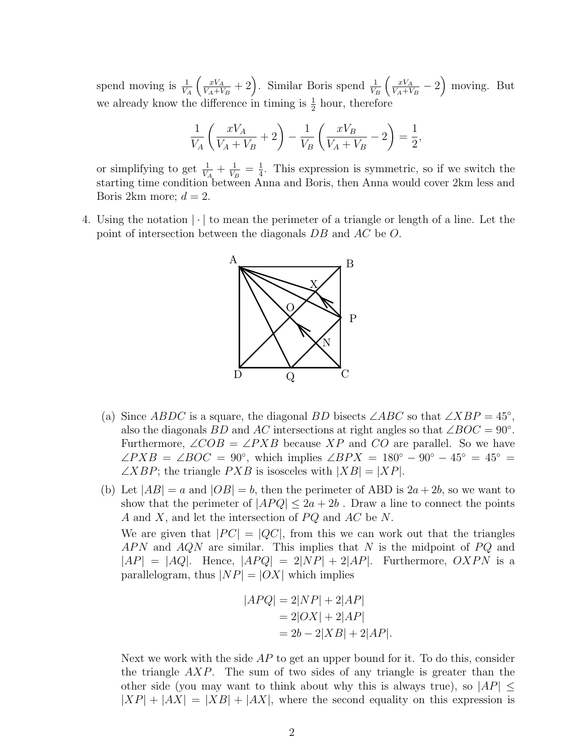spend moving is $\frac{1}{V_A}\left(\frac{xV_A}{V_A+V_B}+2\right)$. Similar Boris spend $\frac{1}{V_B}\left(\frac{xV_A}{V_A+V_B}-2\right)$ moving. But we already know the difference in timing is $\frac{1}{2}$ hour, therefore

$$\frac{1}{V_A}\left(\frac{xV_A}{V_A+V_B}+2\right)-\frac{1}{V_B}\left(\frac{xV_B}{V_A+V_B}-2\right)=\frac{1}{2},$$

or simplifying to get $\frac{1}{V_A}+\frac{1}{V_B}=\frac{1}{4}$. This expression is symmetric, so if we switch the starting time condition between Anna and Boris, then Anna would cover 2km less and Boris 2km more; $d=2$.

4. Using the notation $|\cdot|$ to mean the perimeter of a triangle or length of a line. Let the point of intersection between the diagonals $DB$ and $AC$ be $O$.

   (a) Since $ABDC$ is a square, the diagonal $BD$ bisects $\angle ABC$ so that $\angle XBP = 45°$, also the diagonals $BD$ and $AC$ intersections at right angles so that $\angle BOC = 90°$. Furthermore, $\angle COB = \angle PXB$ because $XP$ and $CO$ are parallel. So we have $\angle PXB = \angle BOC = 90°$, which implies $\angle BPX = 180° - 90° - 45° = 45° = \angle XBP$; the triangle $PXB$ is isosceles with $|XB| = |XP|$.

   (b) Let $|AB| = a$ and $|OB| = b$, then the perimeter of ABD is $2a+2b$, so we want to show that the perimeter of $|APQ| \leq 2a+2b$ . Draw a line to connect the points $A$ and $X$, and let the intersection of $PQ$ and $AC$ be $N$.

   We are given that $|PC| = |QC|$, from this we can work out that the triangles $APN$ and $AQN$ are similar. This implies that $N$ is the midpoint of $PQ$ and $|AP| = |AQ|$. Hence, $|APQ| = 2|NP| + 2|AP|$. Furthermore, $OXPN$ is a parallelogram, thus $|NP| = |OX|$ which implies

$$\begin{aligned}|APQ| &= 2|NP| + 2|AP|\\ &= 2|OX| + 2|AP|\\ &= 2b - 2|XB| + 2|AP|.\end{aligned}$$

   Next we work with the side $AP$ to get an upper bound for it. To do this, consider the triangle $AXP$. The sum of two sides of any triangle is greater than the other side (you may want to think about why this is always true), so $|AP| \leq |XP| + |AX| = |XB| + |AX|$, where the second equality on this expression is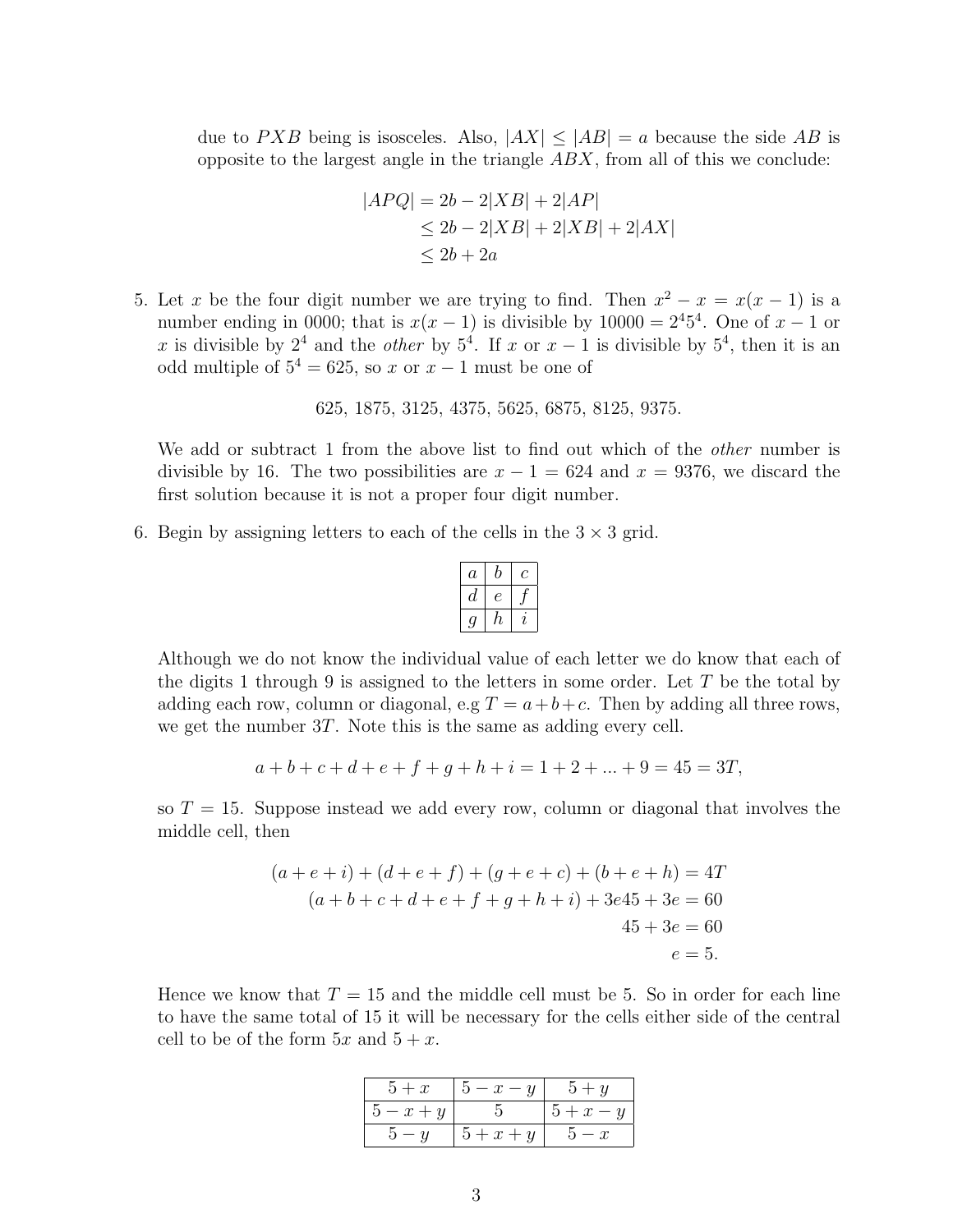due to $PXB$ being is isosceles. Also, $|AX| \leq |AB| = a$ because the side $AB$ is opposite to the largest angle in the triangle $ABX$, from all of this we conclude:

$$
\begin{aligned}
|APQ| &= 2b - 2|XB| + 2|AP| \\
&\leq 2b - 2|XB| + 2|XB| + 2|AX| \\
&\leq 2b + 2a
\end{aligned}
$$

5. Let $x$ be the four digit number we are trying to find. Then $x^2 - x = x(x-1)$ is a number ending in 0000; that is $x(x-1)$ is divisible by $10000 = 2^4 5^4$. One of $x-1$ or $x$ is divisible by $2^4$ and the *other* by $5^4$. If $x$ or $x-1$ is divisible by $5^4$, then it is an odd multiple of $5^4 = 625$, so $x$ or $x-1$ must be one of

   $$625,\ 1875,\ 3125,\ 4375,\ 5625,\ 6875,\ 8125,\ 9375.$$

   We add or subtract 1 from the above list to find out which of the *other* number is divisible by 16. The two possibilities are $x - 1 = 624$ and $x = 9376$, we discard the first solution because it is not a proper four digit number.

6. Begin by assigning letters to each of the cells in the $3 \times 3$ grid.

   | $a$ | $b$ | $c$ |
   |---|---|---|
   | $d$ | $e$ | $f$ |
   | $g$ | $h$ | $i$ |

   Although we do not know the individual value of each letter we do know that each of the digits 1 through 9 is assigned to the letters in some order. Let $T$ be the total by adding each row, column or diagonal, e.g $T = a+b+c$. Then by adding all three rows, we get the number $3T$. Note this is the same as adding every cell.

   $$a+b+c+d+e+f+g+h+i = 1+2+...+9 = 45 = 3T,$$

   so $T = 15$. Suppose instead we add every row, column or diagonal that involves the middle cell, then

   $$
   \begin{aligned}
   (a+e+i)+(d+e+f)+(g+e+c)+(b+e+h) &= 4T \\
   (a+b+c+d+e+f+g+h+i)+3e45+3e &= 60 \\
   45+3e &= 60 \\
   e &= 5.
   \end{aligned}
   $$

   Hence we know that $T = 15$ and the middle cell must be 5. So in order for each line to have the same total of 15 it will be necessary for the cells either side of the central cell to be of the form $5x$ and $5+x$.

   | $5+x$ | $5-x-y$ | $5+y$ |
   |---|---|---|
   | $5-x+y$ | $5$ | $5+x-y$ |
   | $5-y$ | $5+x+y$ | $5-x$ |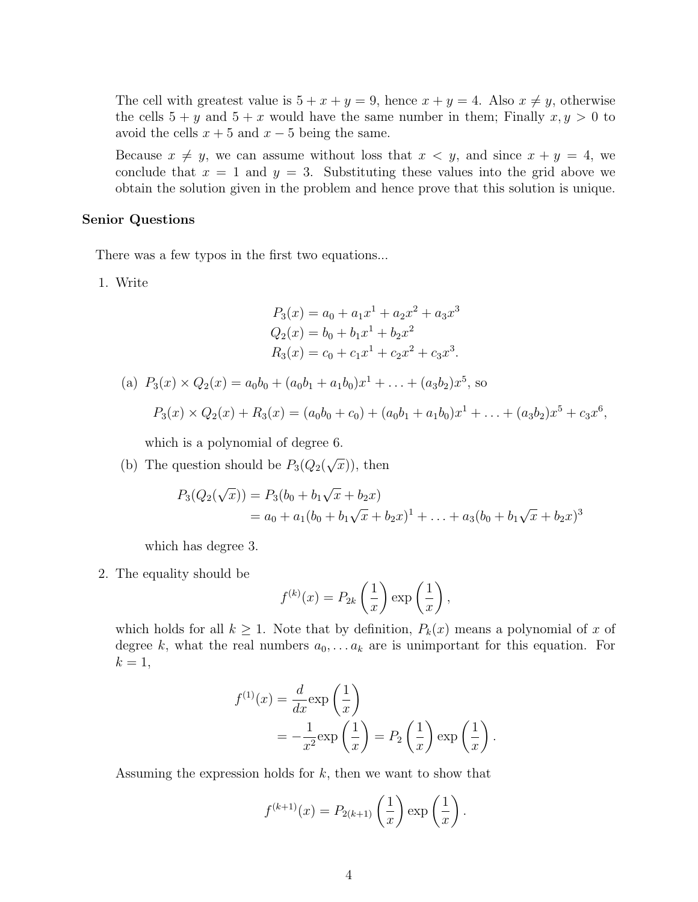The cell with greatest value is $5 + x + y = 9$, hence $x + y = 4$. Also $x \neq y$, otherwise the cells $5 + y$ and $5 + x$ would have the same number in them; Finally $x, y > 0$ to avoid the cells $x + 5$ and $x - 5$ being the same.

Because $x \neq y$, we can assume without loss that $x < y$, and since $x + y = 4$, we conclude that $x = 1$ and $y = 3$. Substituting these values into the grid above we obtain the solution given in the problem and hence prove that this solution is unique.

**Senior Questions**

There was a few typos in the first two equations...

1. Write

$$
\begin{aligned}
P_3(x) &= a_0 + a_1x^1 + a_2x^2 + a_3x^3 \\
Q_2(x) &= b_0 + b_1x^1 + b_2x^2 \\
R_3(x) &= c_0 + c_1x^1 + c_2x^2 + c_3x^3.
\end{aligned}
$$

   (a) $P_3(x) \times Q_2(x) = a_0b_0 + (a_0b_1 + a_1b_0)x^1 + \ldots + (a_3b_2)x^5$, so

   $$P_3(x) \times Q_2(x) + R_3(x) = (a_0b_0 + c_0) + (a_0b_1 + a_1b_0)x^1 + \ldots + (a_3b_2)x^5 + c_3x^6,$$

   which is a polynomial of degree 6.

   (b) The question should be $P_3(Q_2(\sqrt{x}))$, then

   $$
   \begin{aligned}
   P_3(Q_2(\sqrt{x})) &= P_3(b_0 + b_1\sqrt{x} + b_2x) \\
   &= a_0 + a_1(b_0 + b_1\sqrt{x} + b_2x)^1 + \ldots + a_3(b_0 + b_1\sqrt{x} + b_2x)^3
   \end{aligned}
   $$

   which has degree 3.

2. The equality should be

$$f^{(k)}(x) = P_{2k}\left(\frac{1}{x}\right)\exp\left(\frac{1}{x}\right),$$

which holds for all $k \geq 1$. Note that by definition, $P_k(x)$ means a polynomial of $x$ of degree $k$, what the real numbers $a_0, \ldots a_k$ are is unimportant for this equation. For $k = 1$,

$$
\begin{aligned}
f^{(1)}(x) &= \frac{d}{dx}\exp\left(\frac{1}{x}\right) \\
&= -\frac{1}{x^2}\exp\left(\frac{1}{x}\right) = P_2\left(\frac{1}{x}\right)\exp\left(\frac{1}{x}\right).
\end{aligned}
$$

Assuming the expression holds for $k$, then we want to show that

$$f^{(k+1)}(x) = P_{2(k+1)}\left(\frac{1}{x}\right)\exp\left(\frac{1}{x}\right).$$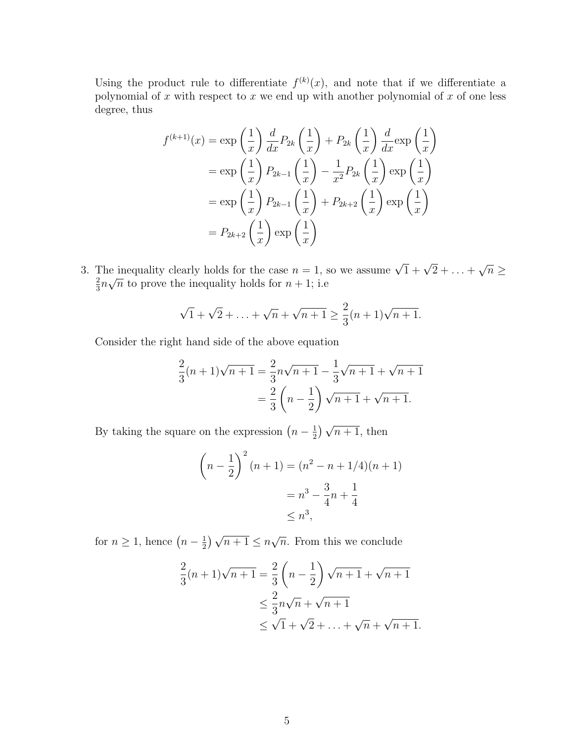Using the product rule to differentiate $f^{(k)}(x)$, and note that if we differentiate a polynomial of $x$ with respect to $x$ we end up with another polynomial of $x$ of one less degree, thus

$$
\begin{aligned}
f^{(k+1)}(x) &= \exp\left(\frac{1}{x}\right)\frac{d}{dx}P_{2k}\left(\frac{1}{x}\right) + P_{2k}\left(\frac{1}{x}\right)\frac{d}{dx}\exp\left(\frac{1}{x}\right) \\
&= \exp\left(\frac{1}{x}\right)P_{2k-1}\left(\frac{1}{x}\right) - \frac{1}{x^2}P_{2k}\left(\frac{1}{x}\right)\exp\left(\frac{1}{x}\right) \\
&= \exp\left(\frac{1}{x}\right)P_{2k-1}\left(\frac{1}{x}\right) + P_{2k+2}\left(\frac{1}{x}\right)\exp\left(\frac{1}{x}\right) \\
&= P_{2k+2}\left(\frac{1}{x}\right)\exp\left(\frac{1}{x}\right)
\end{aligned}
$$

3. The inequality clearly holds for the case $n = 1$, so we assume $\sqrt{1} + \sqrt{2} + \ldots + \sqrt{n} \geq \frac{2}{3}n\sqrt{n}$ to prove the inequality holds for $n + 1$; i.e

$$
\sqrt{1} + \sqrt{2} + \ldots + \sqrt{n} + \sqrt{n+1} \geq \frac{2}{3}(n+1)\sqrt{n+1}.
$$

Consider the right hand side of the above equation

$$
\begin{aligned}
\frac{2}{3}(n+1)\sqrt{n+1} &= \frac{2}{3}n\sqrt{n+1} - \frac{1}{3}\sqrt{n+1} + \sqrt{n+1} \\
&= \frac{2}{3}\left(n - \frac{1}{2}\right)\sqrt{n+1} + \sqrt{n+1}.
\end{aligned}
$$

By taking the square on the expression $\left(n - \frac{1}{2}\right)\sqrt{n+1}$, then

$$
\begin{aligned}
\left(n - \frac{1}{2}\right)^2 (n+1) &= (n^2 - n + 1/4)(n+1) \\
&= n^3 - \frac{3}{4}n + \frac{1}{4} \\
&\leq n^3,
\end{aligned}
$$

for $n \geq 1$, hence $\left(n - \frac{1}{2}\right)\sqrt{n+1} \leq n\sqrt{n}$. From this we conclude

$$
\begin{aligned}
\frac{2}{3}(n+1)\sqrt{n+1} &= \frac{2}{3}\left(n - \frac{1}{2}\right)\sqrt{n+1} + \sqrt{n+1} \\
&\leq \frac{2}{3}n\sqrt{n} + \sqrt{n+1} \\
&\leq \sqrt{1} + \sqrt{2} + \ldots + \sqrt{n} + \sqrt{n+1}.
\end{aligned}
$$